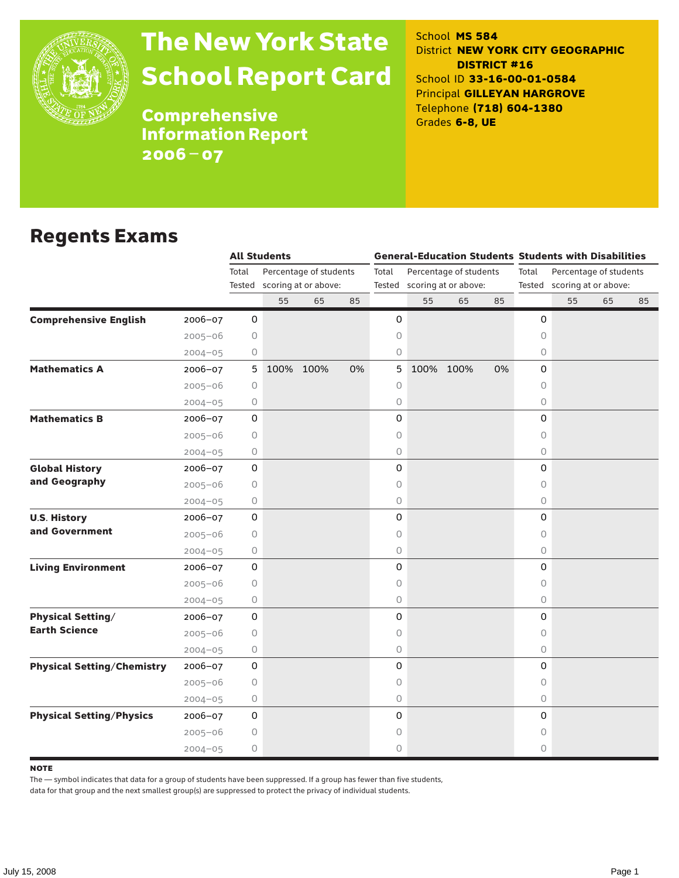# The New York State School Report Card

## Comprehensive Information Report 2006 – 07

School **MS 584**
District **NEW YORK CITY GEOGRAPHIC DISTRICT #16**
School ID **33-16-00-01-0584**
Principal **GILLEYAN HARGROVE**
Telephone **(718) 604-1380**
Grades **6-8, UE**

## Regents Exams

| | | All Students | | | | General-Education Students | | | | Students with Disabilities | | | |
|---|---|---|---|---|---|---|---|---|---|---|---|---|---|
| | | Total Tested | Percentage of students scoring at or above: | | | Total Tested | Percentage of students scoring at or above: | | | Total Tested | Percentage of students scoring at or above: | | |
| | | | 55 | 65 | 85 | | 55 | 65 | 85 | | 55 | 65 | 85 |
| **Comprehensive English** | 2006–07 | 0 | | | | 0 | | | | 0 | | | |
| | 2005–06 | 0 | | | | 0 | | | | 0 | | | |
| | 2004–05 | 0 | | | | 0 | | | | 0 | | | |
| **Mathematics A** | 2006–07 | 5 | 100% | 100% | 0% | 5 | 100% | 100% | 0% | 0 | | | |
| | 2005–06 | 0 | | | | 0 | | | | 0 | | | |
| | 2004–05 | 0 | | | | 0 | | | | 0 | | | |
| **Mathematics B** | 2006–07 | 0 | | | | 0 | | | | 0 | | | |
| | 2005–06 | 0 | | | | 0 | | | | 0 | | | |
| | 2004–05 | 0 | | | | 0 | | | | 0 | | | |
| **Global History and Geography** | 2006–07 | 0 | | | | 0 | | | | 0 | | | |
| | 2005–06 | 0 | | | | 0 | | | | 0 | | | |
| | 2004–05 | 0 | | | | 0 | | | | 0 | | | |
| **U.S. History and Government** | 2006–07 | 0 | | | | 0 | | | | 0 | | | |
| | 2005–06 | 0 | | | | 0 | | | | 0 | | | |
| | 2004–05 | 0 | | | | 0 | | | | 0 | | | |
| **Living Environment** | 2006–07 | 0 | | | | 0 | | | | 0 | | | |
| | 2005–06 | 0 | | | | 0 | | | | 0 | | | |
| | 2004–05 | 0 | | | | 0 | | | | 0 | | | |
| **Physical Setting/ Earth Science** | 2006–07 | 0 | | | | 0 | | | | 0 | | | |
| | 2005–06 | 0 | | | | 0 | | | | 0 | | | |
| | 2004–05 | 0 | | | | 0 | | | | 0 | | | |
| **Physical Setting/Chemistry** | 2006–07 | 0 | | | | 0 | | | | 0 | | | |
| | 2005–06 | 0 | | | | 0 | | | | 0 | | | |
| | 2004–05 | 0 | | | | 0 | | | | 0 | | | |
| **Physical Setting/Physics** | 2006–07 | 0 | | | | 0 | | | | 0 | | | |
| | 2005–06 | 0 | | | | 0 | | | | 0 | | | |
| | 2004–05 | 0 | | | | 0 | | | | 0 | | | |

**NOTE**

The — symbol indicates that data for a group of students have been suppressed. If a group has fewer than five students, data for that group and the next smallest group(s) are suppressed to protect the privacy of individual students.

July 15, 2008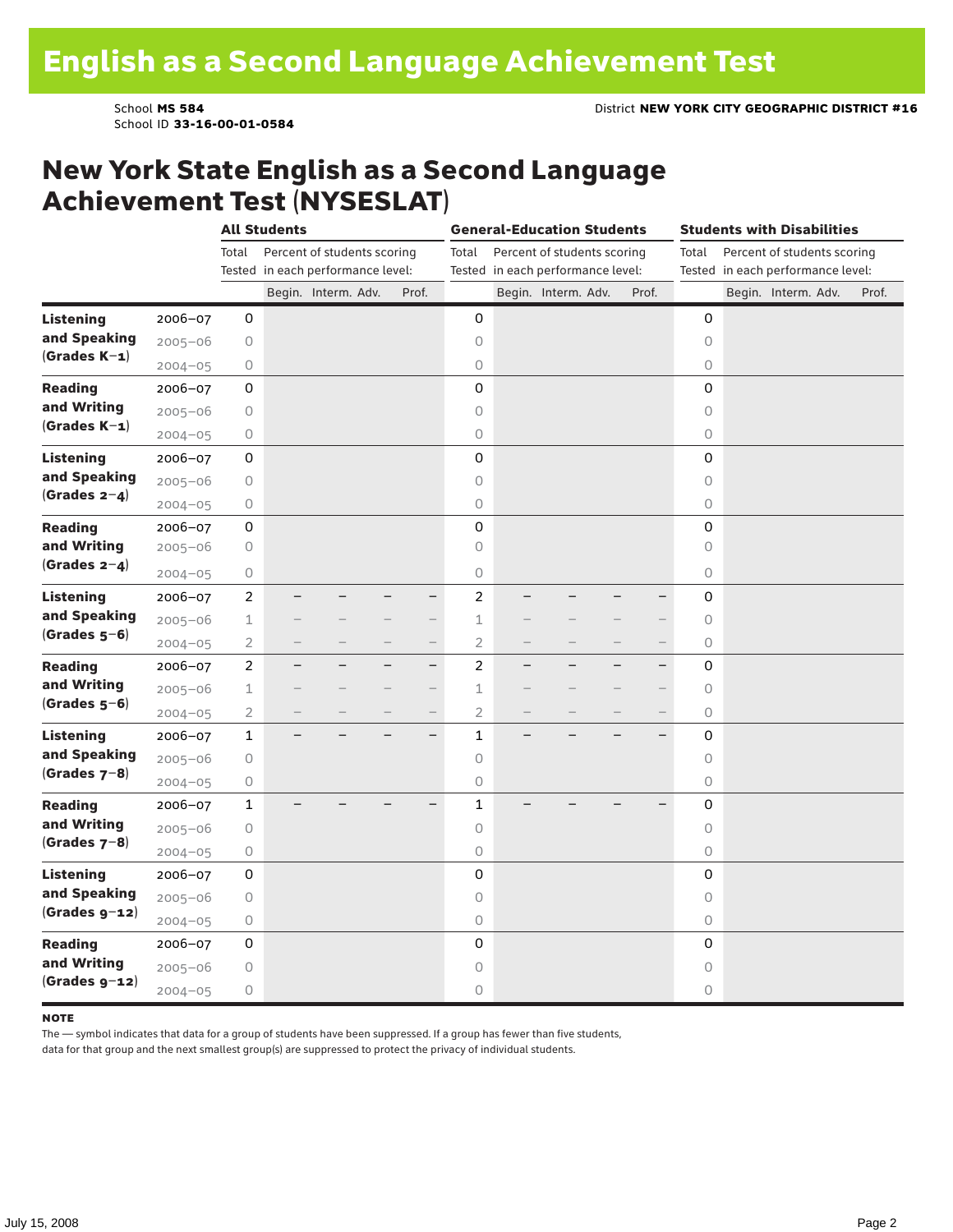# English as a Second Language Achievement Test

School **MS 584**
School ID **33-16-00-01-0584**

District **NEW YORK CITY GEOGRAPHIC DISTRICT #16**

## New York State English as a Second Language Achievement Test (NYSESLAT)

| | | All Students | | | | | General-Education Students | | | | | Students with Disabilities | | | | |
|---|---|---|---|---|---|---|---|---|---|---|---|---|---|---|---|---|
| | | Total Tested | Percent of students scoring in each performance level: | | | | Total Tested | Percent of students scoring in each performance level: | | | | Total Tested | Percent of students scoring in each performance level: | | | |
| | | | Begin. | Interm. | Adv. | Prof. | | Begin. | Interm. | Adv. | Prof. | | Begin. | Interm. | Adv. | Prof. |
| **Listening and Speaking (Grades K–1)** | 2006–07 | 0 | | | | | 0 | | | | | 0 | | | | |
| | 2005–06 | 0 | | | | | 0 | | | | | 0 | | | | |
| | 2004–05 | 0 | | | | | 0 | | | | | 0 | | | | |
| **Reading and Writing (Grades K–1)** | 2006–07 | 0 | | | | | 0 | | | | | 0 | | | | |
| | 2005–06 | 0 | | | | | 0 | | | | | 0 | | | | |
| | 2004–05 | 0 | | | | | 0 | | | | | 0 | | | | |
| **Listening and Speaking (Grades 2–4)** | 2006–07 | 0 | | | | | 0 | | | | | 0 | | | | |
| | 2005–06 | 0 | | | | | 0 | | | | | 0 | | | | |
| | 2004–05 | 0 | | | | | 0 | | | | | 0 | | | | |
| **Reading and Writing (Grades 2–4)** | 2006–07 | 0 | | | | | 0 | | | | | 0 | | | | |
| | 2005–06 | 0 | | | | | 0 | | | | | 0 | | | | |
| | 2004–05 | 0 | | | | | 0 | | | | | 0 | | | | |
| **Listening and Speaking (Grades 5–6)** | 2006–07 | 2 | – | – | – | – | 2 | – | – | – | – | 0 | | | | |
| | 2005–06 | 1 | – | – | – | – | 1 | – | – | – | – | 0 | | | | |
| | 2004–05 | 2 | – | – | – | – | 2 | – | – | – | – | 0 | | | | |
| **Reading and Writing (Grades 5–6)** | 2006–07 | 2 | – | – | – | – | 2 | – | – | – | – | 0 | | | | |
| | 2005–06 | 1 | – | – | – | – | 1 | – | – | – | – | 0 | | | | |
| | 2004–05 | 2 | – | – | – | – | 2 | – | – | – | – | 0 | | | | |
| **Listening and Speaking (Grades 7–8)** | 2006–07 | 1 | – | – | – | – | 1 | – | – | – | – | 0 | | | | |
| | 2005–06 | 0 | | | | | 0 | | | | | 0 | | | | |
| | 2004–05 | 0 | | | | | 0 | | | | | 0 | | | | |
| **Reading and Writing (Grades 7–8)** | 2006–07 | 1 | – | – | – | – | 1 | – | – | – | – | 0 | | | | |
| | 2005–06 | 0 | | | | | 0 | | | | | 0 | | | | |
| | 2004–05 | 0 | | | | | 0 | | | | | 0 | | | | |
| **Listening and Speaking (Grades 9–12)** | 2006–07 | 0 | | | | | 0 | | | | | 0 | | | | |
| | 2005–06 | 0 | | | | | 0 | | | | | 0 | | | | |
| | 2004–05 | 0 | | | | | 0 | | | | | 0 | | | | |
| **Reading and Writing (Grades 9–12)** | 2006–07 | 0 | | | | | 0 | | | | | 0 | | | | |
| | 2005–06 | 0 | | | | | 0 | | | | | 0 | | | | |
| | 2004–05 | 0 | | | | | 0 | | | | | 0 | | | | |

**NOTE**

The — symbol indicates that data for a group of students have been suppressed. If a group has fewer than five students, data for that group and the next smallest group(s) are suppressed to protect the privacy of individual students.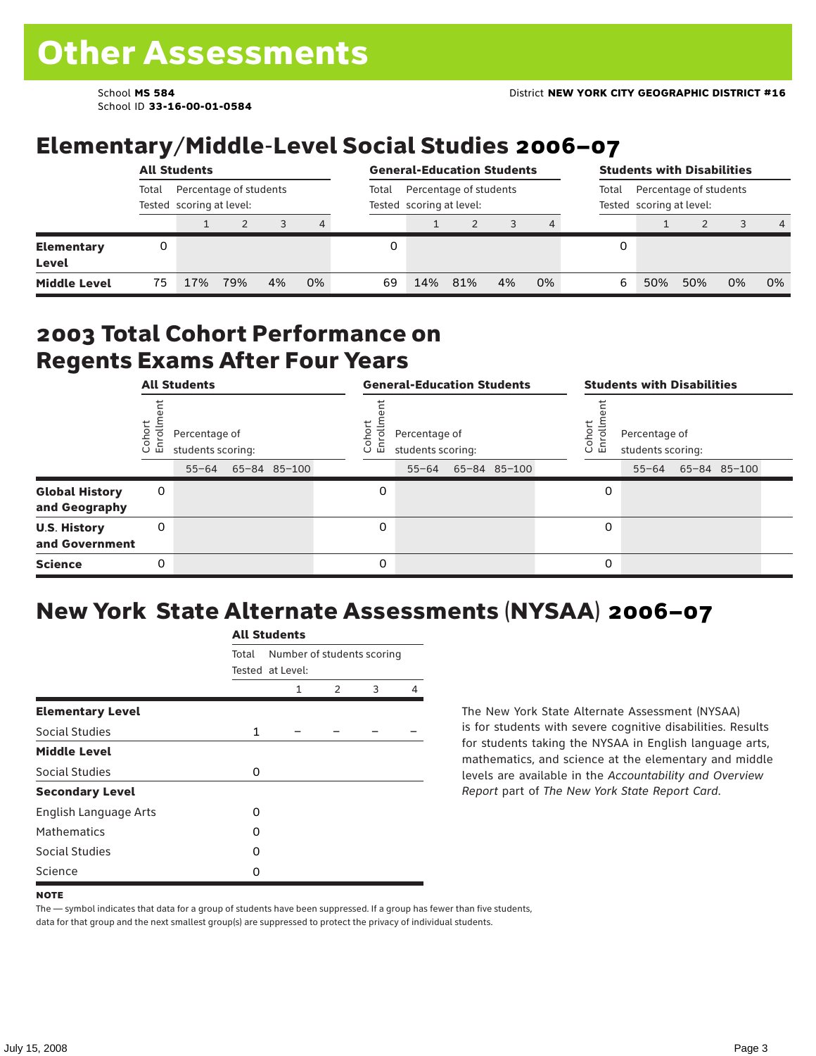# Other Assessments

School **MS 584**
School ID **33-16-00-01-0584**

District **NEW YORK CITY GEOGRAPHIC DISTRICT #16**

## Elementary/Middle-Level Social Studies 2006–07

| | All Students | | | | | General-Education Students | | | | | Students with Disabilities | | | | |
|---|---|---|---|---|---|---|---|---|---|---|---|---|---|---|---|
| | Total Tested | Percentage of students scoring at level: | | | | Total Tested | Percentage of students scoring at level: | | | | Total Tested | Percentage of students scoring at level: | | | |
| | | 1 | 2 | 3 | 4 | | 1 | 2 | 3 | 4 | | 1 | 2 | 3 | 4 |
| **Elementary Level** | 0 | | | | | 0 | | | | | 0 | | | | |
| **Middle Level** | 75 | 17% | 79% | 4% | 0% | 69 | 14% | 81% | 4% | 0% | 6 | 50% | 50% | 0% | 0% |

## 2003 Total Cohort Performance on Regents Exams After Four Years

| | All Students | | | | General-Education Students | | | | Students with Disabilities | | | |
|---|---|---|---|---|---|---|---|---|---|---|---|---|
| | Cohort Enrollment | Percentage of students scoring: | | | Cohort Enrollment | Percentage of students scoring: | | | Cohort Enrollment | Percentage of students scoring: | | |
| | | 55–64 | 65–84 | 85–100 | | 55–64 | 65–84 | 85–100 | | 55–64 | 65–84 | 85–100 |
| **Global History and Geography** | 0 | | | | 0 | | | | 0 | | | |
| **U.S. History and Government** | 0 | | | | 0 | | | | 0 | | | |
| **Science** | 0 | | | | 0 | | | | 0 | | | |

## New York State Alternate Assessments (NYSAA) 2006–07

| | All Students | | | | |
|---|---|---|---|---|---|
| | Total Tested | Number of students scoring at Level: | | | |
| | | 1 | 2 | 3 | 4 |
| **Elementary Level** | | | | | |
| Social Studies | 1 | – | – | – | – |
| **Middle Level** | | | | | |
| Social Studies | 0 | | | | |
| **Secondary Level** | | | | | |
| English Language Arts | 0 | | | | |
| Mathematics | 0 | | | | |
| Social Studies | 0 | | | | |
| Science | 0 | | | | |

The New York State Alternate Assessment (NYSAA) is for students with severe cognitive disabilities. Results for students taking the NYSAA in English language arts, mathematics, and science at the elementary and middle levels are available in the *Accountability and Overview Report* part of *The New York State Report Card*.

**NOTE**

The — symbol indicates that data for a group of students have been suppressed. If a group has fewer than five students, data for that group and the next smallest group(s) are suppressed to protect the privacy of individual students.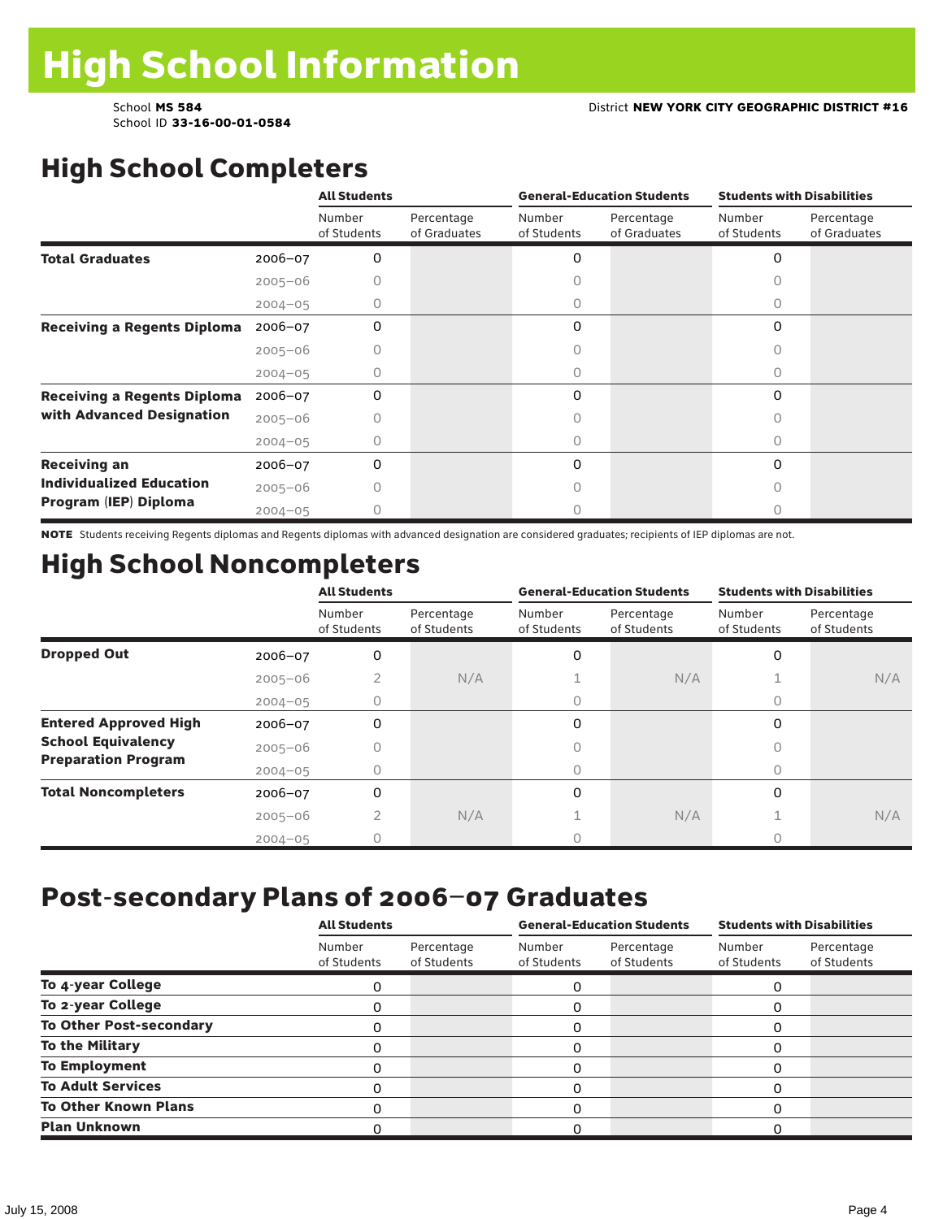# High School Information

School **MS 584**
School ID **33-16-00-01-0584**

District **NEW YORK CITY GEOGRAPHIC DISTRICT #16**

## High School Completers

| | | All Students | | General-Education Students | | Students with Disabilities | |
|---|---|---|---|---|---|---|---|
| | | Number of Students | Percentage of Graduates | Number of Students | Percentage of Graduates | Number of Students | Percentage of Graduates |
| **Total Graduates** | 2006–07 | 0 | | 0 | | 0 | |
| | 2005–06 | 0 | | 0 | | 0 | |
| | 2004–05 | 0 | | 0 | | 0 | |
| **Receiving a Regents Diploma** | 2006–07 | 0 | | 0 | | 0 | |
| | 2005–06 | 0 | | 0 | | 0 | |
| | 2004–05 | 0 | | 0 | | 0 | |
| **Receiving a Regents Diploma with Advanced Designation** | 2006–07 | 0 | | 0 | | 0 | |
| | 2005–06 | 0 | | 0 | | 0 | |
| | 2004–05 | 0 | | 0 | | 0 | |
| **Receiving an Individualized Education Program (IEP) Diploma** | 2006–07 | 0 | | 0 | | 0 | |
| | 2005–06 | 0 | | 0 | | 0 | |
| | 2004–05 | 0 | | 0 | | 0 | |

**NOTE** Students receiving Regents diplomas and Regents diplomas with advanced designation are considered graduates; recipients of IEP diplomas are not.

## High School Noncompleters

| | | All Students | | General-Education Students | | Students with Disabilities | |
|---|---|---|---|---|---|---|---|
| | | Number of Students | Percentage of Students | Number of Students | Percentage of Students | Number of Students | Percentage of Students |
| **Dropped Out** | 2006–07 | 0 | | 0 | | 0 | |
| | 2005–06 | 2 | N/A | 1 | N/A | 1 | N/A |
| | 2004–05 | 0 | | 0 | | 0 | |
| **Entered Approved High School Equivalency Preparation Program** | 2006–07 | 0 | | 0 | | 0 | |
| | 2005–06 | 0 | | 0 | | 0 | |
| | 2004–05 | 0 | | 0 | | 0 | |
| **Total Noncompleters** | 2006–07 | 0 | | 0 | | 0 | |
| | 2005–06 | 2 | N/A | 1 | N/A | 1 | N/A |
| | 2004–05 | 0 | | 0 | | 0 | |

## Post-secondary Plans of 2006–07 Graduates

| | All Students | | General-Education Students | | Students with Disabilities | |
|---|---|---|---|---|---|---|
| | Number of Students | Percentage of Students | Number of Students | Percentage of Students | Number of Students | Percentage of Students |
| **To 4-year College** | 0 | | 0 | | 0 | |
| **To 2-year College** | 0 | | 0 | | 0 | |
| **To Other Post-secondary** | 0 | | 0 | | 0 | |
| **To the Military** | 0 | | 0 | | 0 | |
| **To Employment** | 0 | | 0 | | 0 | |
| **To Adult Services** | 0 | | 0 | | 0 | |
| **To Other Known Plans** | 0 | | 0 | | 0 | |
| **Plan Unknown** | 0 | | 0 | | 0 | |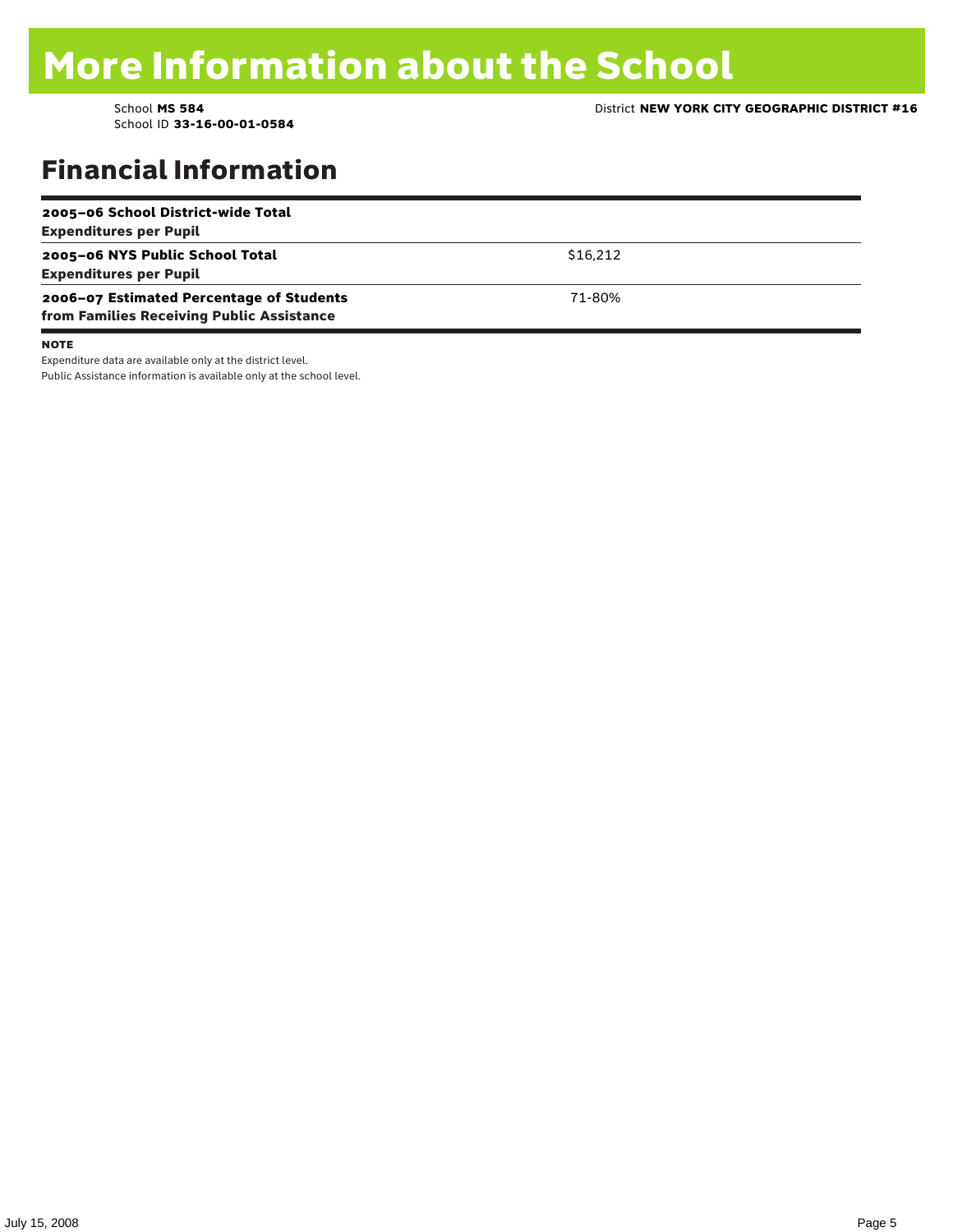# More Information about the School

School **MS 584**
School ID **33-16-00-01-0584**

District **NEW YORK CITY GEOGRAPHIC DISTRICT #16**

## Financial Information

| | |
|---|---|
| **2005–06 School District-wide Total Expenditures per Pupil** | |
| **2005–06 NYS Public School Total Expenditures per Pupil** | $16,212 |
| **2006–07 Estimated Percentage of Students from Families Receiving Public Assistance** | 71-80% |

**NOTE**

Expenditure data are available only at the district level.

Public Assistance information is available only at the school level.